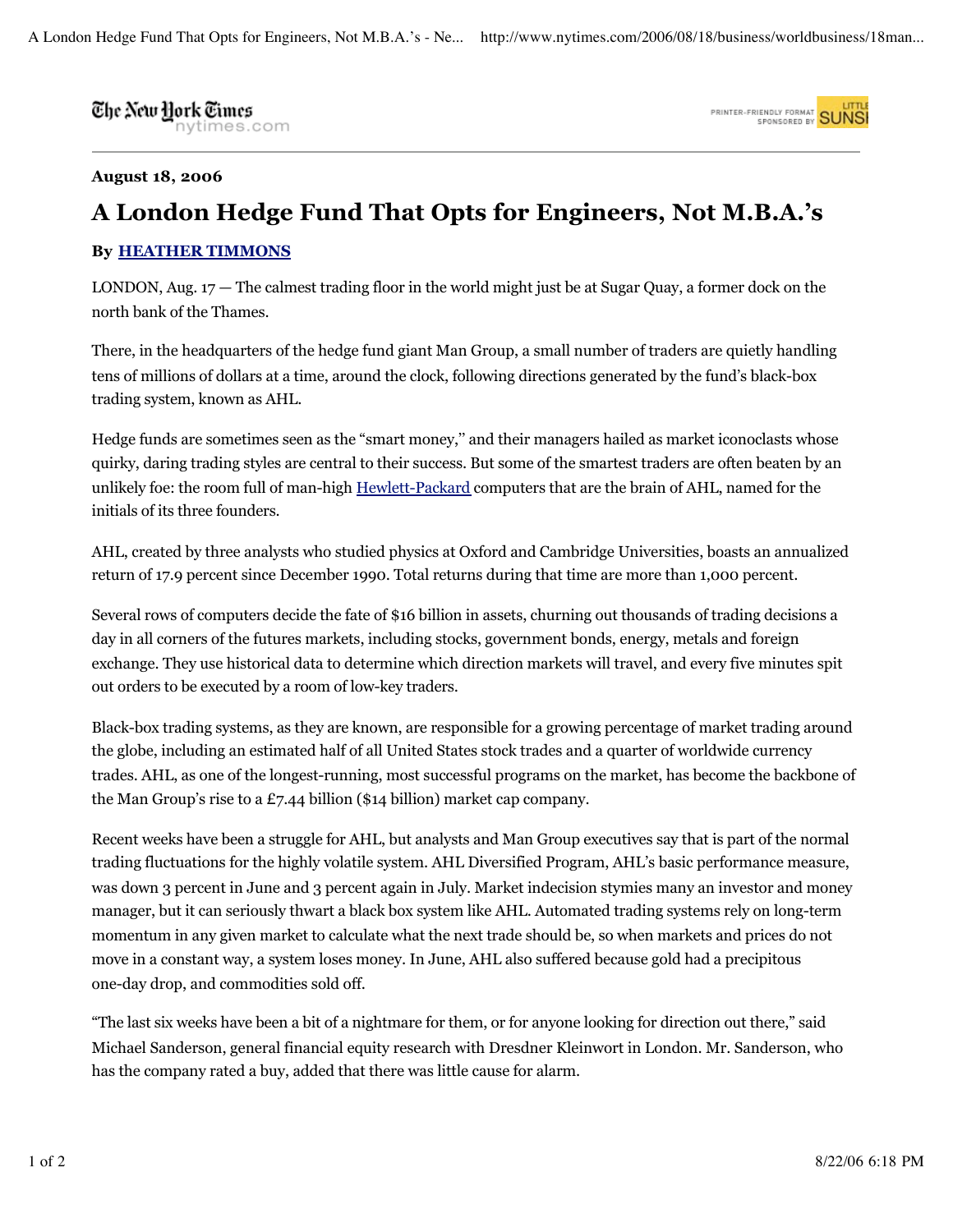The New York Times
nytimes.com

**August 18, 2006**

# A London Hedge Fund That Opts for Engineers, Not M.B.A.'s

**By HEATHER TIMMONS**

LONDON, Aug. 17 — The calmest trading floor in the world might just be at Sugar Quay, a former dock on the north bank of the Thames.

There, in the headquarters of the hedge fund giant Man Group, a small number of traders are quietly handling tens of millions of dollars at a time, around the clock, following directions generated by the fund's black-box trading system, known as AHL.

Hedge funds are sometimes seen as the "smart money," and their managers hailed as market iconoclasts whose quirky, daring trading styles are central to their success. But some of the smartest traders are often beaten by an unlikely foe: the room full of man-high Hewlett-Packard computers that are the brain of AHL, named for the initials of its three founders.

AHL, created by three analysts who studied physics at Oxford and Cambridge Universities, boasts an annualized return of 17.9 percent since December 1990. Total returns during that time are more than 1,000 percent.

Several rows of computers decide the fate of $16 billion in assets, churning out thousands of trading decisions a day in all corners of the futures markets, including stocks, government bonds, energy, metals and foreign exchange. They use historical data to determine which direction markets will travel, and every five minutes spit out orders to be executed by a room of low-key traders.

Black-box trading systems, as they are known, are responsible for a growing percentage of market trading around the globe, including an estimated half of all United States stock trades and a quarter of worldwide currency trades. AHL, as one of the longest-running, most successful programs on the market, has become the backbone of the Man Group's rise to a £7.44 billion ($14 billion) market cap company.

Recent weeks have been a struggle for AHL, but analysts and Man Group executives say that is part of the normal trading fluctuations for the highly volatile system. AHL Diversified Program, AHL's basic performance measure, was down 3 percent in June and 3 percent again in July. Market indecision stymies many an investor and money manager, but it can seriously thwart a black box system like AHL. Automated trading systems rely on long-term momentum in any given market to calculate what the next trade should be, so when markets and prices do not move in a constant way, a system loses money. In June, AHL also suffered because gold had a precipitous one-day drop, and commodities sold off.

"The last six weeks have been a bit of a nightmare for them, or for anyone looking for direction out there," said Michael Sanderson, general financial equity research with Dresdner Kleinwort in London. Mr. Sanderson, who has the company rated a buy, added that there was little cause for alarm.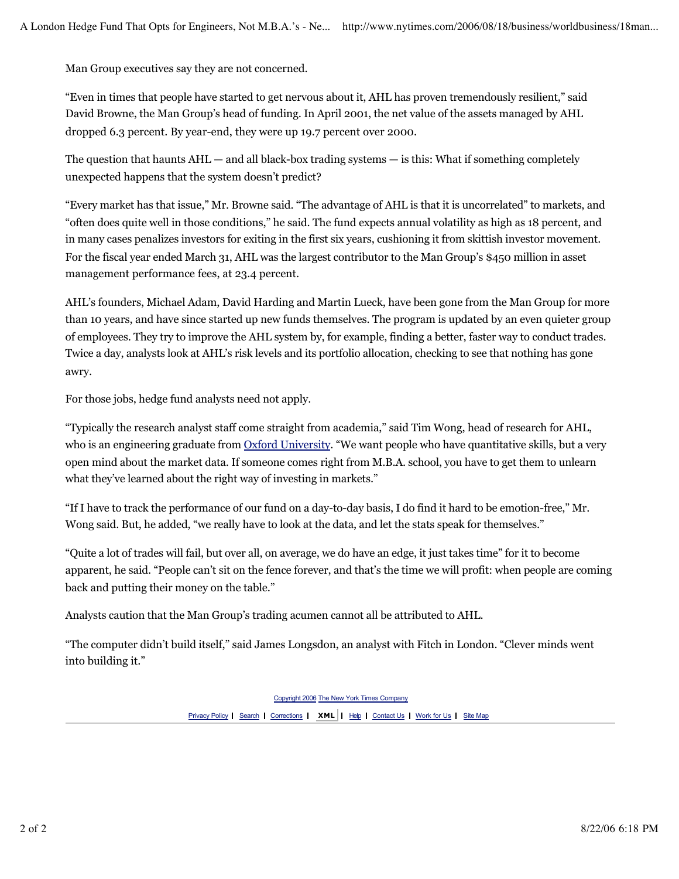Man Group executives say they are not concerned.

"Even in times that people have started to get nervous about it, AHL has proven tremendously resilient," said David Browne, the Man Group's head of funding. In April 2001, the net value of the assets managed by AHL dropped 6.3 percent. By year-end, they were up 19.7 percent over 2000.

The question that haunts AHL — and all black-box trading systems — is this: What if something completely unexpected happens that the system doesn't predict?

"Every market has that issue," Mr. Browne said. "The advantage of AHL is that it is uncorrelated" to markets, and "often does quite well in those conditions," he said. The fund expects annual volatility as high as 18 percent, and in many cases penalizes investors for exiting in the first six years, cushioning it from skittish investor movement. For the fiscal year ended March 31, AHL was the largest contributor to the Man Group's $450 million in asset management performance fees, at 23.4 percent.

AHL's founders, Michael Adam, David Harding and Martin Lueck, have been gone from the Man Group for more than 10 years, and have since started up new funds themselves. The program is updated by an even quieter group of employees. They try to improve the AHL system by, for example, finding a better, faster way to conduct trades. Twice a day, analysts look at AHL's risk levels and its portfolio allocation, checking to see that nothing has gone awry.

For those jobs, hedge fund analysts need not apply.

"Typically the research analyst staff come straight from academia," said Tim Wong, head of research for AHL, who is an engineering graduate from Oxford University. "We want people who have quantitative skills, but a very open mind about the market data. If someone comes right from M.B.A. school, you have to get them to unlearn what they've learned about the right way of investing in markets."

"If I have to track the performance of our fund on a day-to-day basis, I do find it hard to be emotion-free," Mr. Wong said. But, he added, "we really have to look at the data, and let the stats speak for themselves."

"Quite a lot of trades will fail, but over all, on average, we do have an edge, it just takes time" for it to become apparent, he said. "People can't sit on the fence forever, and that's the time we will profit: when people are coming back and putting their money on the table."

Analysts caution that the Man Group's trading acumen cannot all be attributed to AHL.

"The computer didn't build itself," said James Longsdon, an analyst with Fitch in London. "Clever minds went into building it."

Copyright 2006 The New York Times Company

Privacy Policy | Search | Corrections | XML | Help | Contact Us | Work for Us | Site Map